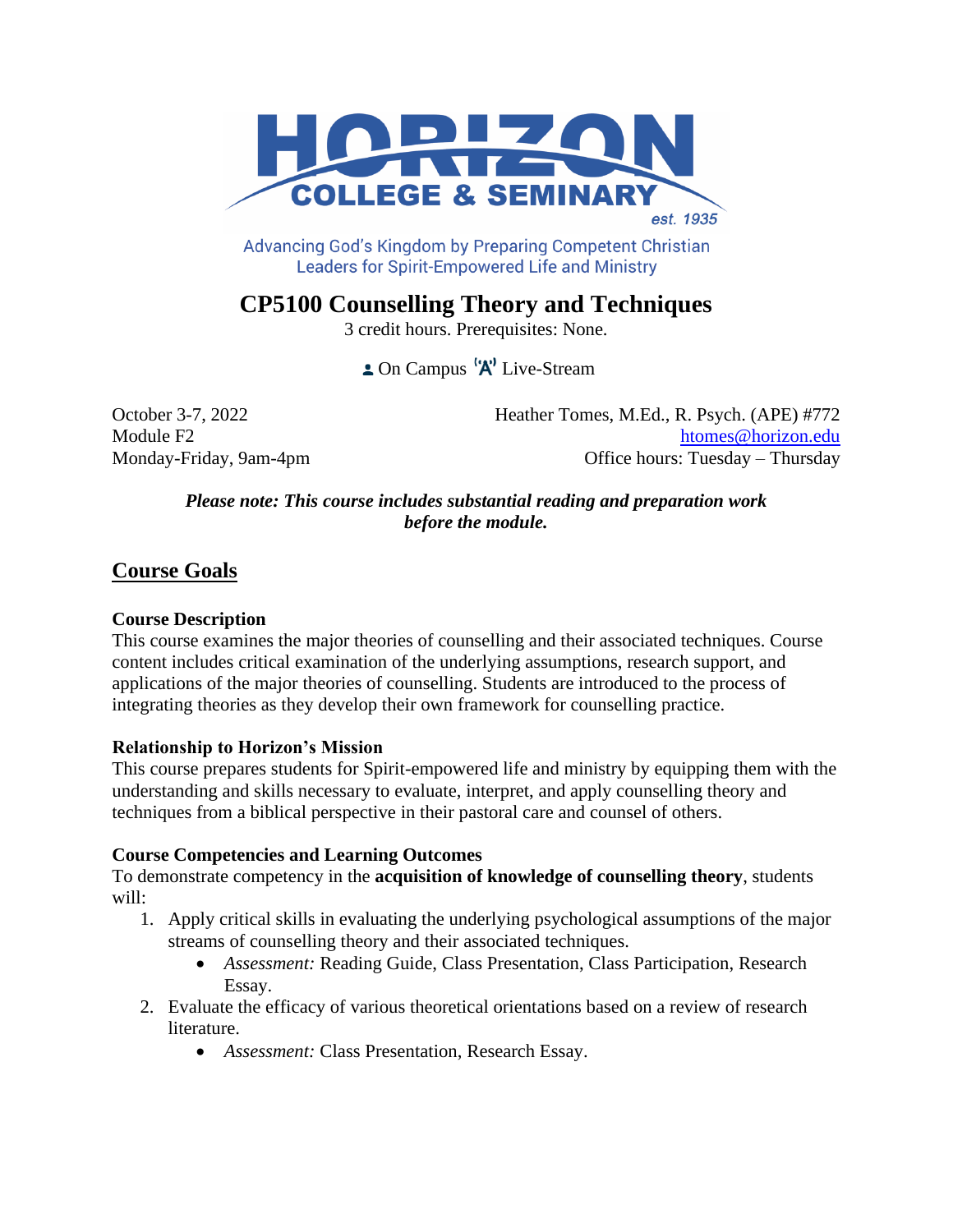HORIZON COLLEGE & SEMINARY est. 1935

Advancing God's Kingdom by Preparing Competent Christian Leaders for Spirit-Empowered Life and Ministry

# CP5100 Counselling Theory and Techniques

3 credit hours. Prerequisites: None.

On Campus Live-Stream

October 3-7, 2022
Module F2
Monday-Friday, 9am-4pm

Heather Tomes, M.Ed., R. Psych. (APE) #772
htomes@horizon.edu
Office hours: Tuesday – Thursday

***Please note: This course includes substantial reading and preparation work before the module.***

## Course Goals

### Course Description

This course examines the major theories of counselling and their associated techniques. Course content includes critical examination of the underlying assumptions, research support, and applications of the major theories of counselling. Students are introduced to the process of integrating theories as they develop their own framework for counselling practice.

### Relationship to Horizon's Mission

This course prepares students for Spirit-empowered life and ministry by equipping them with the understanding and skills necessary to evaluate, interpret, and apply counselling theory and techniques from a biblical perspective in their pastoral care and counsel of others.

### Course Competencies and Learning Outcomes

To demonstrate competency in the **acquisition of knowledge of counselling theory**, students will:

1. Apply critical skills in evaluating the underlying psychological assumptions of the major streams of counselling theory and their associated techniques.
   - *Assessment:* Reading Guide, Class Presentation, Class Participation, Research Essay.
2. Evaluate the efficacy of various theoretical orientations based on a review of research literature.
   - *Assessment:* Class Presentation, Research Essay.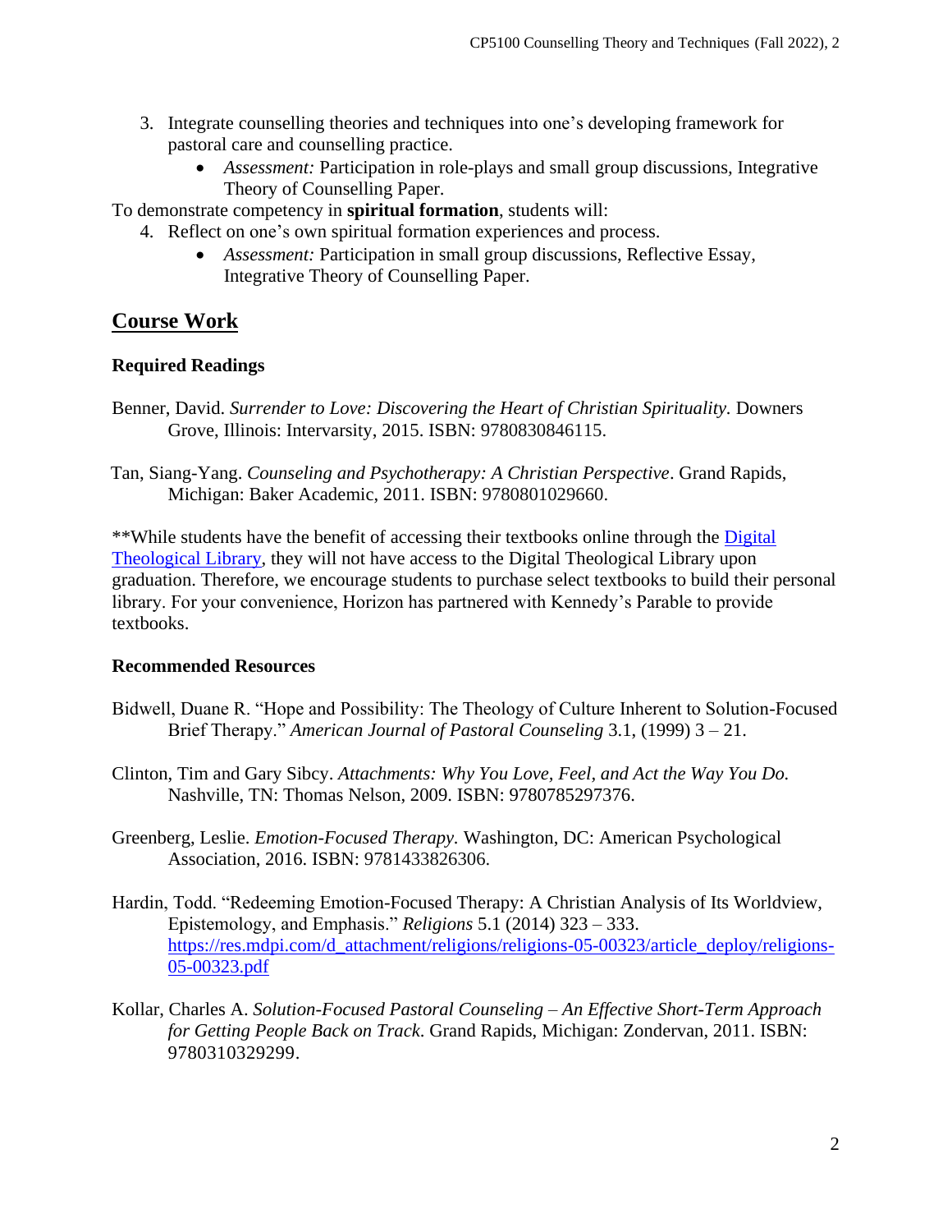3. Integrate counselling theories and techniques into one's developing framework for pastoral care and counselling practice.
    - *Assessment:* Participation in role-plays and small group discussions, Integrative Theory of Counselling Paper.

To demonstrate competency in **spiritual formation**, students will:

4. Reflect on one's own spiritual formation experiences and process.
    - *Assessment:* Participation in small group discussions, Reflective Essay, Integrative Theory of Counselling Paper.

## Course Work

### Required Readings

Benner, David. *Surrender to Love: Discovering the Heart of Christian Spirituality.* Downers Grove, Illinois: Intervarsity, 2015. ISBN: 9780830846115.

Tan, Siang-Yang. *Counseling and Psychotherapy: A Christian Perspective*. Grand Rapids, Michigan: Baker Academic, 2011. ISBN: 9780801029660.

**While students have the benefit of accessing their textbooks online through the [Digital Theological Library](), they will not have access to the Digital Theological Library upon graduation. Therefore, we encourage students to purchase select textbooks to build their personal library. For your convenience, Horizon has partnered with Kennedy's Parable to provide textbooks.

### Recommended Resources

Bidwell, Duane R. "Hope and Possibility: The Theology of Culture Inherent to Solution-Focused Brief Therapy." *American Journal of Pastoral Counseling* 3.1, (1999) 3 – 21.

Clinton, Tim and Gary Sibcy. *Attachments: Why You Love, Feel, and Act the Way You Do.* Nashville, TN: Thomas Nelson, 2009. ISBN: 9780785297376.

Greenberg, Leslie. *Emotion-Focused Therapy.* Washington, DC: American Psychological Association, 2016. ISBN: 9781433826306.

Hardin, Todd. "Redeeming Emotion-Focused Therapy: A Christian Analysis of Its Worldview, Epistemology, and Emphasis." *Religions* 5.1 (2014) 323 – 333. https://res.mdpi.com/d_attachment/religions/religions-05-00323/article_deploy/religions-05-00323.pdf

Kollar, Charles A. *Solution-Focused Pastoral Counseling – An Effective Short-Term Approach for Getting People Back on Track*. Grand Rapids, Michigan: Zondervan, 2011. ISBN: 9780310329299.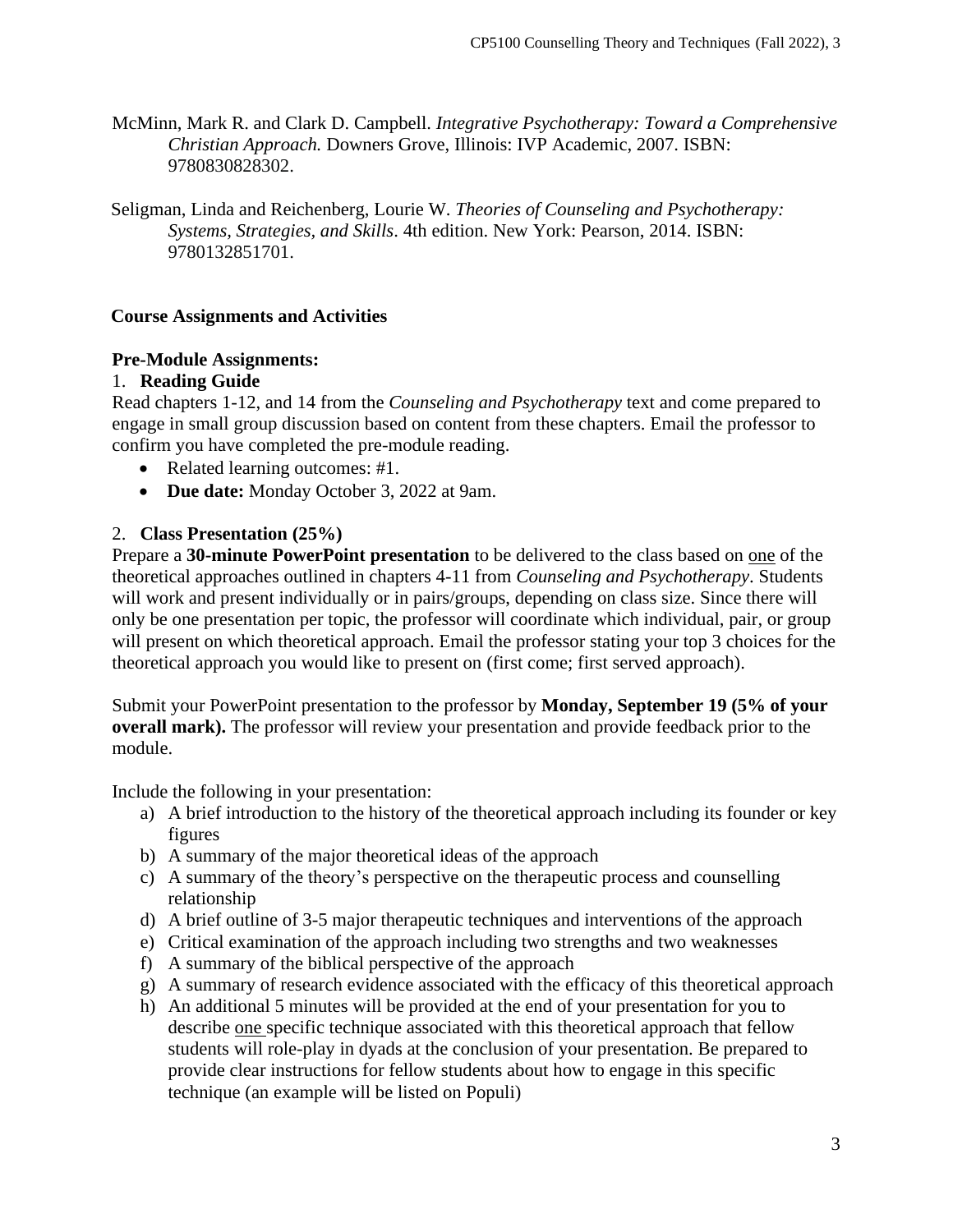McMinn, Mark R. and Clark D. Campbell. *Integrative Psychotherapy: Toward a Comprehensive Christian Approach.* Downers Grove, Illinois: IVP Academic, 2007. ISBN: 9780830828302.

Seligman, Linda and Reichenberg, Lourie W. *Theories of Counseling and Psychotherapy: Systems, Strategies, and Skills*. 4th edition. New York: Pearson, 2014. ISBN: 9780132851701.

## Course Assignments and Activities

### Pre-Module Assignments:

1. **Reading Guide**

Read chapters 1-12, and 14 from the *Counseling and Psychotherapy* text and come prepared to engage in small group discussion based on content from these chapters. Email the professor to confirm you have completed the pre-module reading.

- Related learning outcomes: #1.
- **Due date:** Monday October 3, 2022 at 9am.

2. **Class Presentation (25%)**

Prepare a **30-minute PowerPoint presentation** to be delivered to the class based on one of the theoretical approaches outlined in chapters 4-11 from *Counseling and Psychotherapy*. Students will work and present individually or in pairs/groups, depending on class size. Since there will only be one presentation per topic, the professor will coordinate which individual, pair, or group will present on which theoretical approach. Email the professor stating your top 3 choices for the theoretical approach you would like to present on (first come; first served approach).

Submit your PowerPoint presentation to the professor by **Monday, September 19 (5% of your overall mark).** The professor will review your presentation and provide feedback prior to the module.

Include the following in your presentation:

a) A brief introduction to the history of the theoretical approach including its founder or key figures
b) A summary of the major theoretical ideas of the approach
c) A summary of the theory's perspective on the therapeutic process and counselling relationship
d) A brief outline of 3-5 major therapeutic techniques and interventions of the approach
e) Critical examination of the approach including two strengths and two weaknesses
f) A summary of the biblical perspective of the approach
g) A summary of research evidence associated with the efficacy of this theoretical approach
h) An additional 5 minutes will be provided at the end of your presentation for you to describe one specific technique associated with this theoretical approach that fellow students will role-play in dyads at the conclusion of your presentation. Be prepared to provide clear instructions for fellow students about how to engage in this specific technique (an example will be listed on Populi)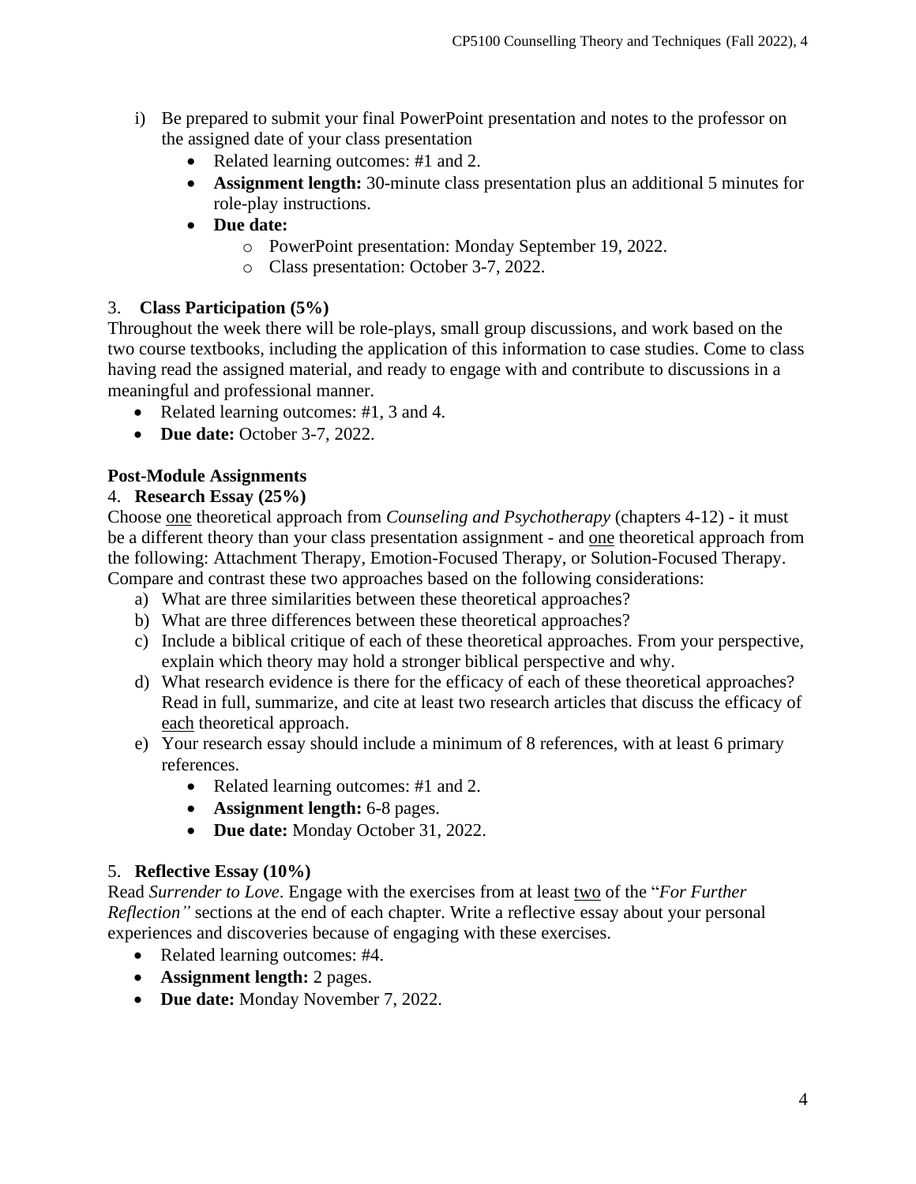i) Be prepared to submit your final PowerPoint presentation and notes to the professor on the assigned date of your class presentation
    - Related learning outcomes: #1 and 2.
    - **Assignment length:** 30-minute class presentation plus an additional 5 minutes for role-play instructions.
    - **Due date:**
        - PowerPoint presentation: Monday September 19, 2022.
        - Class presentation: October 3-7, 2022.

3. **Class Participation (5%)**

Throughout the week there will be role-plays, small group discussions, and work based on the two course textbooks, including the application of this information to case studies. Come to class having read the assigned material, and ready to engage with and contribute to discussions in a meaningful and professional manner.

- Related learning outcomes: #1, 3 and 4.
- **Due date:** October 3-7, 2022.

**Post-Module Assignments**

4. **Research Essay (25%)**

Choose one theoretical approach from *Counseling and Psychotherapy* (chapters 4-12) - it must be a different theory than your class presentation assignment - and one theoretical approach from the following: Attachment Therapy, Emotion-Focused Therapy, or Solution-Focused Therapy. Compare and contrast these two approaches based on the following considerations:

a) What are three similarities between these theoretical approaches?
b) What are three differences between these theoretical approaches?
c) Include a biblical critique of each of these theoretical approaches. From your perspective, explain which theory may hold a stronger biblical perspective and why.
d) What research evidence is there for the efficacy of each of these theoretical approaches? Read in full, summarize, and cite at least two research articles that discuss the efficacy of each theoretical approach.
e) Your research essay should include a minimum of 8 references, with at least 6 primary references.
    - Related learning outcomes: #1 and 2.
    - **Assignment length:** 6-8 pages.
    - **Due date:** Monday October 31, 2022.

5. **Reflective Essay (10%)**

Read *Surrender to Love*. Engage with the exercises from at least two of the "*For Further Reflection"* sections at the end of each chapter. Write a reflective essay about your personal experiences and discoveries because of engaging with these exercises.

- Related learning outcomes: #4.
- **Assignment length:** 2 pages.
- **Due date:** Monday November 7, 2022.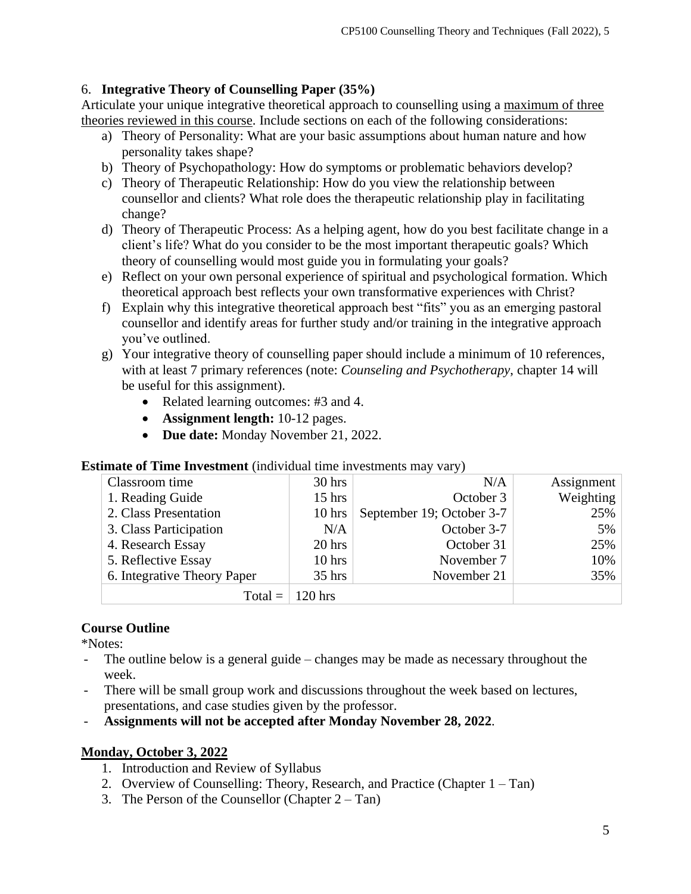6. **Integrative Theory of Counselling Paper (35%)**

Articulate your unique integrative theoretical approach to counselling using a maximum of three theories reviewed in this course. Include sections on each of the following considerations:

a) Theory of Personality: What are your basic assumptions about human nature and how personality takes shape?
b) Theory of Psychopathology: How do symptoms or problematic behaviors develop?
c) Theory of Therapeutic Relationship: How do you view the relationship between counsellor and clients? What role does the therapeutic relationship play in facilitating change?
d) Theory of Therapeutic Process: As a helping agent, how do you best facilitate change in a client's life? What do you consider to be the most important therapeutic goals? Which theory of counselling would most guide you in formulating your goals?
e) Reflect on your own personal experience of spiritual and psychological formation. Which theoretical approach best reflects your own transformative experiences with Christ?
f) Explain why this integrative theoretical approach best "fits" you as an emerging pastoral counsellor and identify areas for further study and/or training in the integrative approach you've outlined.
g) Your integrative theory of counselling paper should include a minimum of 10 references, with at least 7 primary references (note: *Counseling and Psychotherapy*, chapter 14 will be useful for this assignment).
   - Related learning outcomes: #3 and 4.
   - **Assignment length:** 10-12 pages.
   - **Due date:** Monday November 21, 2022.

**Estimate of Time Investment** (individual time investments may vary)

| Classroom time | 30 hrs | N/A | Assignment Weighting |
|---|---|---|---|
| 1. Reading Guide | 15 hrs | October 3 | |
| 2. Class Presentation | 10 hrs | September 19; October 3-7 | 25% |
| 3. Class Participation | N/A | October 3-7 | 5% |
| 4. Research Essay | 20 hrs | October 31 | 25% |
| 5. Reflective Essay | 10 hrs | November 7 | 10% |
| 6. Integrative Theory Paper | 35 hrs | November 21 | 35% |
| Total = | 120 hrs | | |

## Course Outline

*Notes:

- The outline below is a general guide – changes may be made as necessary throughout the week.
- There will be small group work and discussions throughout the week based on lectures, presentations, and case studies given by the professor.
- **Assignments will not be accepted after Monday November 28, 2022**.

### Monday, October 3, 2022

1. Introduction and Review of Syllabus
2. Overview of Counselling: Theory, Research, and Practice (Chapter 1 – Tan)
3. The Person of the Counsellor (Chapter 2 – Tan)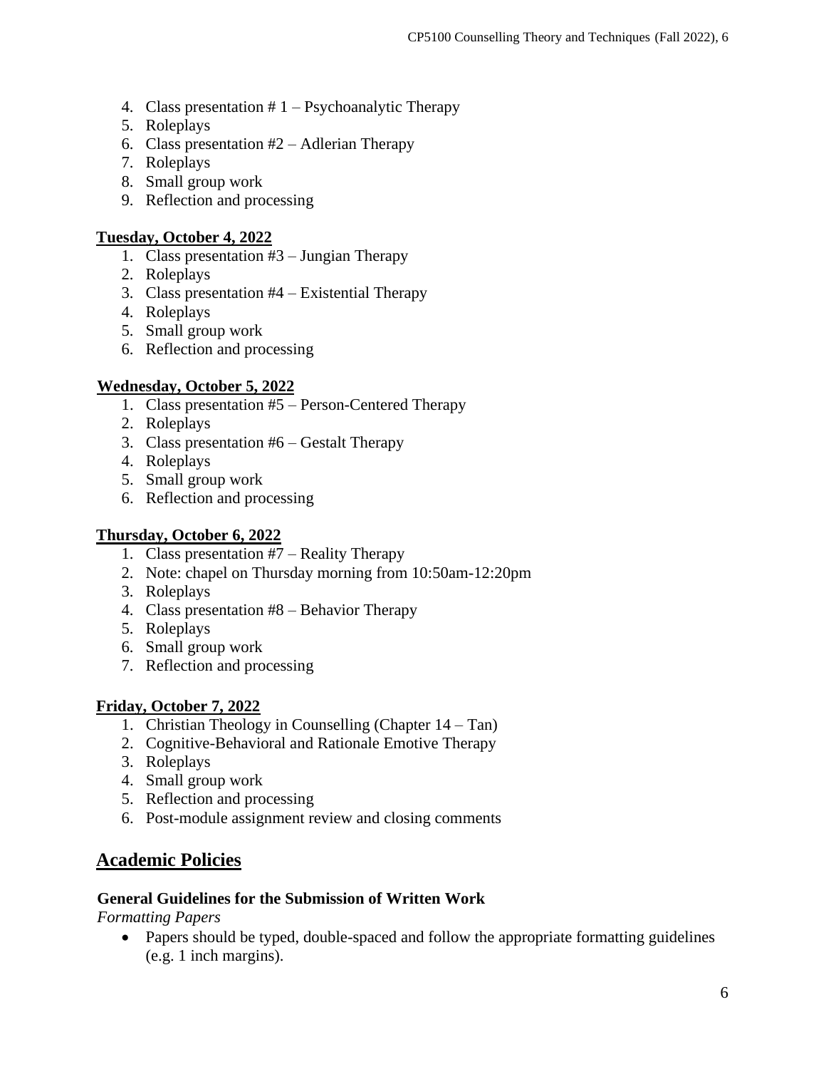4. Class presentation # 1 – Psychoanalytic Therapy
5. Roleplays
6. Class presentation #2 – Adlerian Therapy
7. Roleplays
8. Small group work
9. Reflection and processing

**Tuesday, October 4, 2022**

1. Class presentation #3 – Jungian Therapy
2. Roleplays
3. Class presentation #4 – Existential Therapy
4. Roleplays
5. Small group work
6. Reflection and processing

**Wednesday, October 5, 2022**

1. Class presentation #5 – Person-Centered Therapy
2. Roleplays
3. Class presentation #6 – Gestalt Therapy
4. Roleplays
5. Small group work
6. Reflection and processing

**Thursday, October 6, 2022**

1. Class presentation #7 – Reality Therapy
2. Note: chapel on Thursday morning from 10:50am-12:20pm
3. Roleplays
4. Class presentation #8 – Behavior Therapy
5. Roleplays
6. Small group work
7. Reflection and processing

**Friday, October 7, 2022**

1. Christian Theology in Counselling (Chapter 14 – Tan)
2. Cognitive-Behavioral and Rationale Emotive Therapy
3. Roleplays
4. Small group work
5. Reflection and processing
6. Post-module assignment review and closing comments

## Academic Policies

### General Guidelines for the Submission of Written Work

*Formatting Papers*

- Papers should be typed, double-spaced and follow the appropriate formatting guidelines (e.g. 1 inch margins).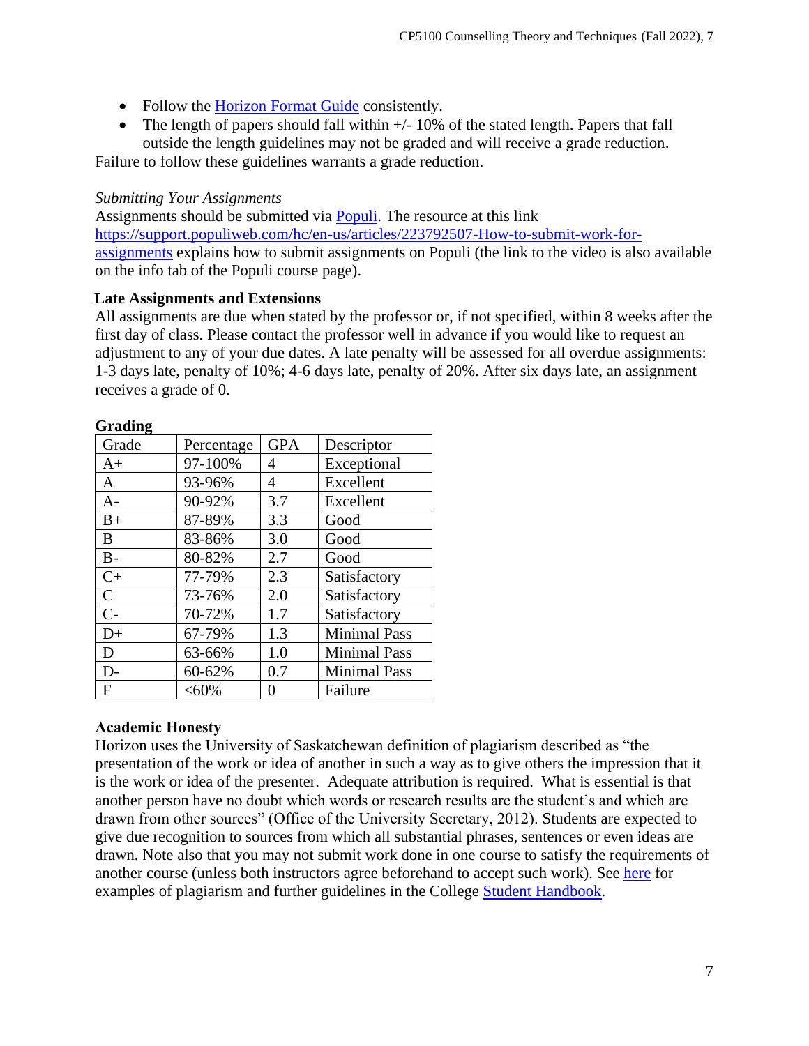- Follow the [Horizon Format Guide](#) consistently.
- The length of papers should fall within +/- 10% of the stated length. Papers that fall outside the length guidelines may not be graded and will receive a grade reduction.

Failure to follow these guidelines warrants a grade reduction.

*Submitting Your Assignments*

Assignments should be submitted via [Populi](#). The resource at this link [https://support.populiweb.com/hc/en-us/articles/223792507-How-to-submit-work-for-assignments](https://support.populiweb.com/hc/en-us/articles/223792507-How-to-submit-work-for-assignments) explains how to submit assignments on Populi (the link to the video is also available on the info tab of the Populi course page).

**Late Assignments and Extensions**

All assignments are due when stated by the professor or, if not specified, within 8 weeks after the first day of class. Please contact the professor well in advance if you would like to request an adjustment to any of your due dates. A late penalty will be assessed for all overdue assignments: 1-3 days late, penalty of 10%; 4-6 days late, penalty of 20%. After six days late, an assignment receives a grade of 0.

**Grading**

| Grade | Percentage | GPA | Descriptor |
|---|---|---|---|
| A+ | 97-100% | 4 | Exceptional |
| A | 93-96% | 4 | Excellent |
| A- | 90-92% | 3.7 | Excellent |
| B+ | 87-89% | 3.3 | Good |
| B | 83-86% | 3.0 | Good |
| B- | 80-82% | 2.7 | Good |
| C+ | 77-79% | 2.3 | Satisfactory |
| C | 73-76% | 2.0 | Satisfactory |
| C- | 70-72% | 1.7 | Satisfactory |
| D+ | 67-79% | 1.3 | Minimal Pass |
| D | 63-66% | 1.0 | Minimal Pass |
| D- | 60-62% | 0.7 | Minimal Pass |
| F | <60% | 0 | Failure |

**Academic Honesty**

Horizon uses the University of Saskatchewan definition of plagiarism described as "the presentation of the work or idea of another in such a way as to give others the impression that it is the work or idea of the presenter. Adequate attribution is required. What is essential is that another person have no doubt which words or research results are the student's and which are drawn from other sources" (Office of the University Secretary, 2012). Students are expected to give due recognition to sources from which all substantial phrases, sentences or even ideas are drawn. Note also that you may not submit work done in one course to satisfy the requirements of another course (unless both instructors agree beforehand to accept such work). See [here](#) for examples of plagiarism and further guidelines in the College [Student Handbook](#).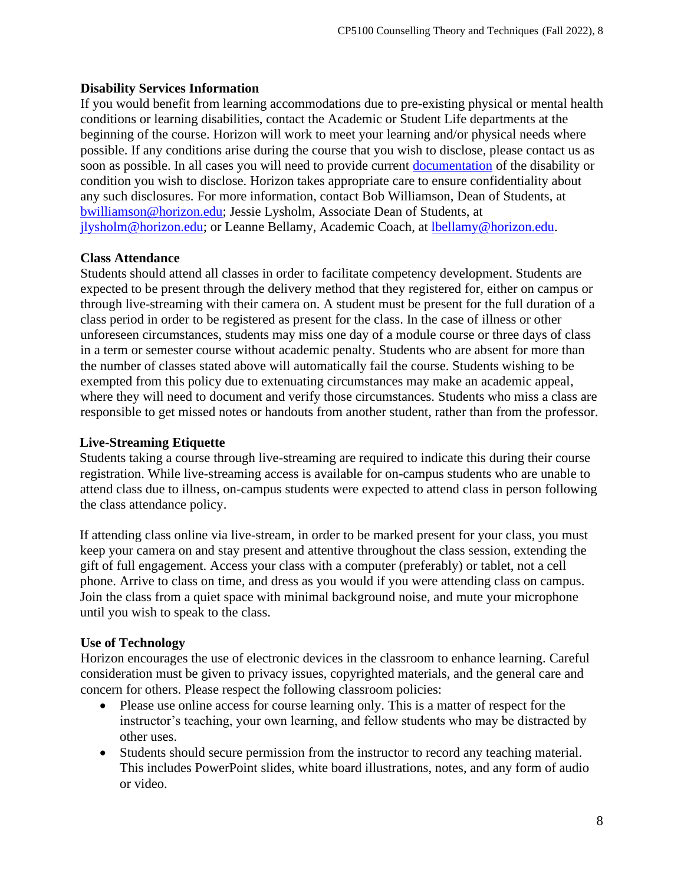### Disability Services Information

If you would benefit from learning accommodations due to pre-existing physical or mental health conditions or learning disabilities, contact the Academic or Student Life departments at the beginning of the course. Horizon will work to meet your learning and/or physical needs where possible. If any conditions arise during the course that you wish to disclose, please contact us as soon as possible. In all cases you will need to provide current documentation of the disability or condition you wish to disclose. Horizon takes appropriate care to ensure confidentiality about any such disclosures. For more information, contact Bob Williamson, Dean of Students, at bwilliamson@horizon.edu; Jessie Lysholm, Associate Dean of Students, at jlysholm@horizon.edu; or Leanne Bellamy, Academic Coach, at lbellamy@horizon.edu.

### Class Attendance

Students should attend all classes in order to facilitate competency development. Students are expected to be present through the delivery method that they registered for, either on campus or through live-streaming with their camera on. A student must be present for the full duration of a class period in order to be registered as present for the class. In the case of illness or other unforeseen circumstances, students may miss one day of a module course or three days of class in a term or semester course without academic penalty. Students who are absent for more than the number of classes stated above will automatically fail the course. Students wishing to be exempted from this policy due to extenuating circumstances may make an academic appeal, where they will need to document and verify those circumstances. Students who miss a class are responsible to get missed notes or handouts from another student, rather than from the professor.

### Live-Streaming Etiquette

Students taking a course through live-streaming are required to indicate this during their course registration. While live-streaming access is available for on-campus students who are unable to attend class due to illness, on-campus students were expected to attend class in person following the class attendance policy.

If attending class online via live-stream, in order to be marked present for your class, you must keep your camera on and stay present and attentive throughout the class session, extending the gift of full engagement. Access your class with a computer (preferably) or tablet, not a cell phone. Arrive to class on time, and dress as you would if you were attending class on campus. Join the class from a quiet space with minimal background noise, and mute your microphone until you wish to speak to the class.

### Use of Technology

Horizon encourages the use of electronic devices in the classroom to enhance learning. Careful consideration must be given to privacy issues, copyrighted materials, and the general care and concern for others. Please respect the following classroom policies:

- Please use online access for course learning only. This is a matter of respect for the instructor's teaching, your own learning, and fellow students who may be distracted by other uses.
- Students should secure permission from the instructor to record any teaching material. This includes PowerPoint slides, white board illustrations, notes, and any form of audio or video.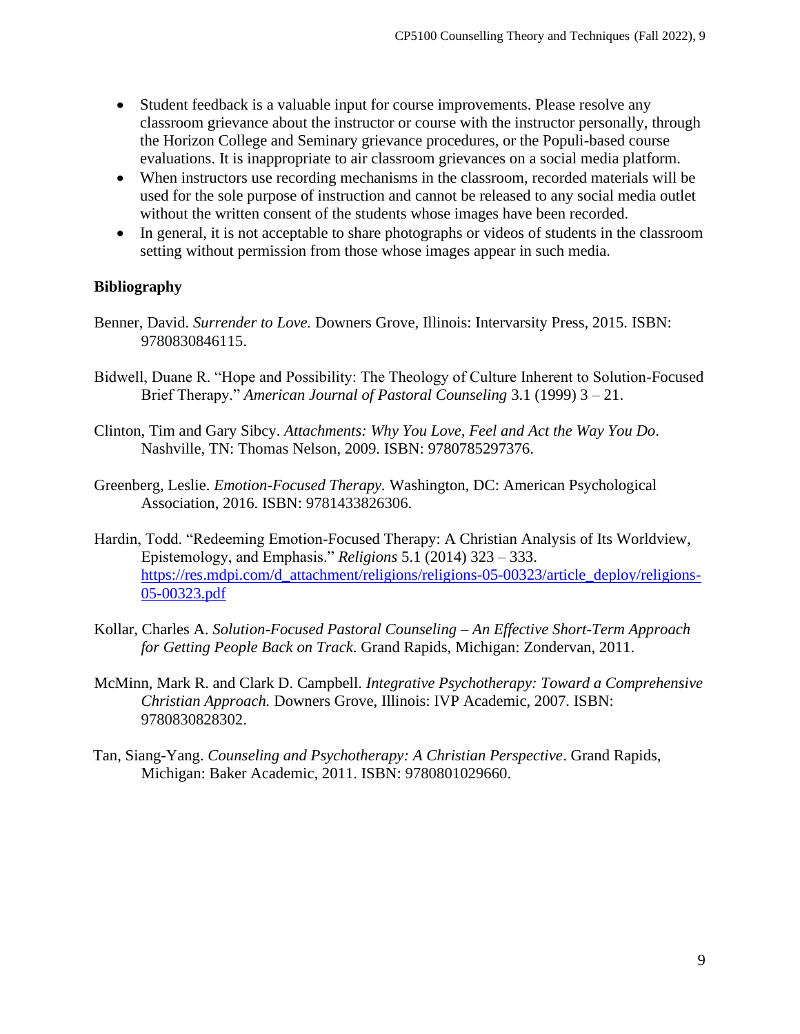- Student feedback is a valuable input for course improvements. Please resolve any classroom grievance about the instructor or course with the instructor personally, through the Horizon College and Seminary grievance procedures, or the Populi-based course evaluations. It is inappropriate to air classroom grievances on a social media platform.
- When instructors use recording mechanisms in the classroom, recorded materials will be used for the sole purpose of instruction and cannot be released to any social media outlet without the written consent of the students whose images have been recorded.
- In general, it is not acceptable to share photographs or videos of students in the classroom setting without permission from those whose images appear in such media.

**Bibliography**

Benner, David. *Surrender to Love.* Downers Grove, Illinois: Intervarsity Press, 2015. ISBN: 9780830846115.

Bidwell, Duane R. "Hope and Possibility: The Theology of Culture Inherent to Solution-Focused Brief Therapy." *American Journal of Pastoral Counseling* 3.1 (1999) 3 – 21.

Clinton, Tim and Gary Sibcy. *Attachments: Why You Love, Feel and Act the Way You Do*. Nashville, TN: Thomas Nelson, 2009. ISBN: 9780785297376.

Greenberg, Leslie. *Emotion-Focused Therapy.* Washington, DC: American Psychological Association, 2016. ISBN: 9781433826306.

Hardin, Todd. "Redeeming Emotion-Focused Therapy: A Christian Analysis of Its Worldview, Epistemology, and Emphasis." *Religions* 5.1 (2014) 323 – 333. https://res.mdpi.com/d_attachment/religions/religions-05-00323/article_deploy/religions-05-00323.pdf

Kollar, Charles A. *Solution-Focused Pastoral Counseling – An Effective Short-Term Approach for Getting People Back on Track*. Grand Rapids, Michigan: Zondervan, 2011.

McMinn, Mark R. and Clark D. Campbell. *Integrative Psychotherapy: Toward a Comprehensive Christian Approach.* Downers Grove, Illinois: IVP Academic, 2007. ISBN: 9780830828302.

Tan, Siang-Yang. *Counseling and Psychotherapy: A Christian Perspective*. Grand Rapids, Michigan: Baker Academic, 2011. ISBN: 9780801029660.